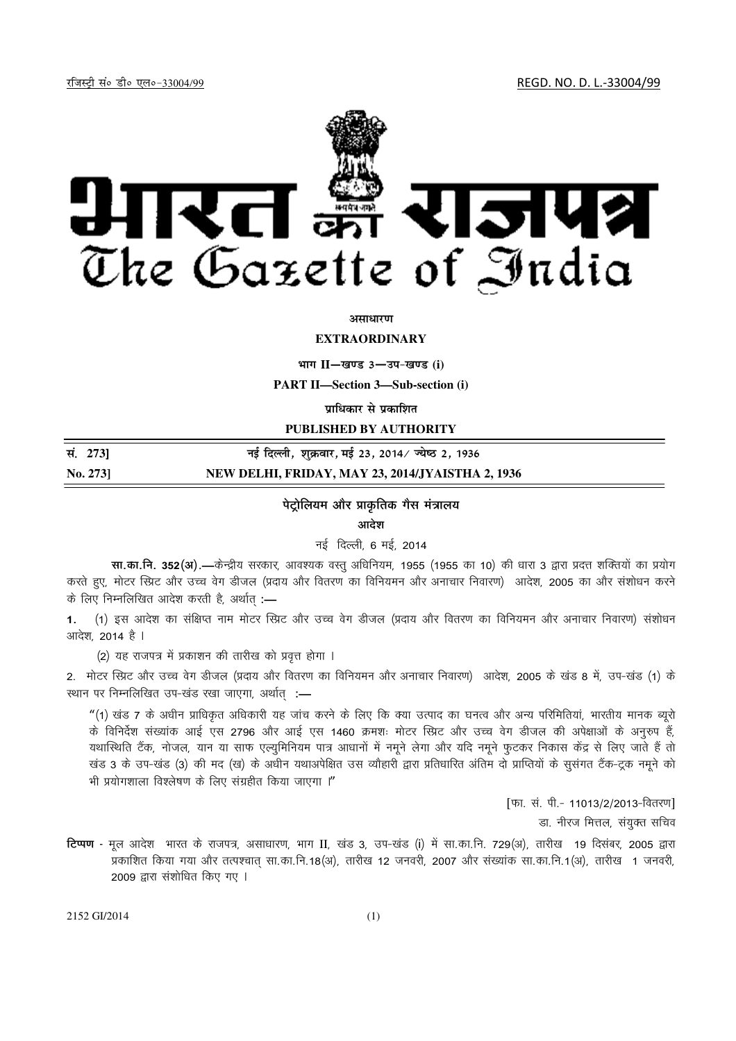रजिस्ट्री सं० डी० एल०-33004/99 REGD. NO. D. L.-33004/99

# भारत का राजपत्र
# The Gazette of India

**असाधारण**

**EXTRAORDINARY**

**भाग II—खण्ड 3—उप-खण्ड (i)**

**PART II—Section 3—Sub-section (i)**

**प्राधिकार से प्रकाशित**

**PUBLISHED BY AUTHORITY**

| सं. 273] | नई दिल्ली, शुक्रवार, मई 23, 2014/ ज्येष्ठ 2, 1936 |
|---|---|
| **No. 273]** | **NEW DELHI, FRIDAY, MAY 23, 2014/JYAISTHA 2, 1936** |

## पेट्रोलियम और प्राकृतिक गैस मंत्रालय

### आदेश

नई दिल्ली, 6 मई, 2014

**सा.का.नि. 352(अ).**—केन्द्रीय सरकार, आवश्यक वस्तु अधिनियम, 1955 (1955 का 10) की धारा 3 द्वारा प्रदत्त शक्तियों का प्रयोग करते हुए, मोटर स्प्रिट और उच्च वेग डीजल (प्रदाय और वितरण का विनियमन और अनाचार निवारण) आदेश, 2005 का और संशोधन करने के लिए निम्नलिखित आदेश करती है, अर्थात् :—

**1.** (1) इस आदेश का संक्षिप्त नाम मोटर स्प्रिट और उच्च वेग डीजल (प्रदाय और वितरण का विनियमन और अनाचार निवारण) संशोधन आदेश, 2014 है ।

(2) यह राजपत्र में प्रकाशन की तारीख को प्रवृत्त होगा ।

2. मोटर स्प्रिट और उच्च वेग डीजल (प्रदाय और वितरण का विनियमन और अनाचार निवारण) आदेश, 2005 के खंड 8 में, उप-खंड (1) के स्थान पर निम्नलिखित उप-खंड रखा जाएगा, अर्थात् :—

"(1) खंड 7 के अधीन प्राधिकृत अधिकारी यह जांच करने के लिए कि क्या उत्पाद का घनत्व और अन्य परिमितियां, भारतीय मानक ब्यूरो के विनिर्देश संख्यांक आई एस 2796 और आई एस 1460 क्रमशः मोटर स्प्रिट और उच्च वेग डीजल की अपेक्षाओं के अनुरुप हैं, यथास्थिति टैंक, नोजल, यान या साफ एल्युमिनियम पात्र आधानों में नमूने लेगा और यदि नमूने फुटकर निकास केंद्र से लिए जाते हैं तो खंड 3 के उप-खंड (3) की मद (ख) के अधीन यथाअपेक्षित उस व्यौहारी द्वारा प्रतिधारित अंतिम दो प्राप्तियों के सुसंगत टैंक-ट्रक नमूने को भी प्रयोगशाला विश्लेषण के लिए संग्रहीत किया जाएगा ।"

[फा. सं. पी.- 11013/2/2013-वितरण]

डा. नीरज मित्तल, संयुक्त सचिव

**टिप्पण** - मूल आदेश भारत के राजपत्र, असाधारण, भाग II, खंड 3, उप-खंड (i) में सा.का.नि. 729(अ), तारीख 19 दिसंबर, 2005 द्वारा प्रकाशित किया गया और तत्पश्चात् सा.का.नि.18(अ), तारीख 12 जनवरी, 2007 और संख्यांक सा.का.नि.1(अ), तारीख 1 जनवरी, 2009 द्वारा संशोधित किए गए ।

2152 GI/2014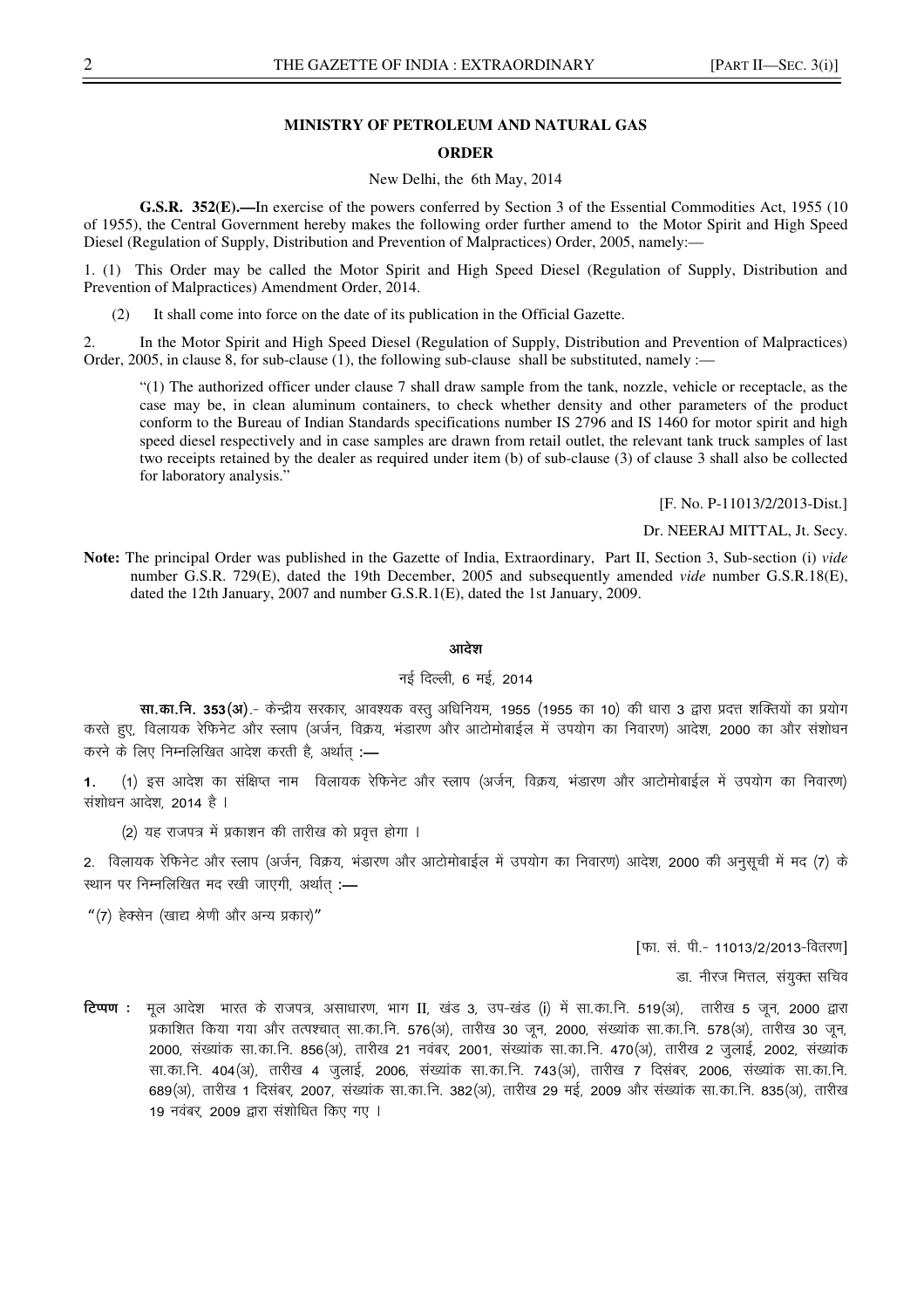**MINISTRY OF PETROLEUM AND NATURAL GAS**

**ORDER**

New Delhi, the 6th May, 2014

**G.S.R. 352(E).—**In exercise of the powers conferred by Section 3 of the Essential Commodities Act, 1955 (10 of 1955), the Central Government hereby makes the following order further amend to the Motor Spirit and High Speed Diesel (Regulation of Supply, Distribution and Prevention of Malpractices) Order, 2005, namely:—

1. (1) This Order may be called the Motor Spirit and High Speed Diesel (Regulation of Supply, Distribution and Prevention of Malpractices) Amendment Order, 2014.

(2) It shall come into force on the date of its publication in the Official Gazette.

2. In the Motor Spirit and High Speed Diesel (Regulation of Supply, Distribution and Prevention of Malpractices) Order, 2005, in clause 8, for sub-clause (1), the following sub-clause shall be substituted, namely :—

"(1) The authorized officer under clause 7 shall draw sample from the tank, nozzle, vehicle or receptacle, as the case may be, in clean aluminum containers, to check whether density and other parameters of the product conform to the Bureau of Indian Standards specifications number IS 2796 and IS 1460 for motor spirit and high speed diesel respectively and in case samples are drawn from retail outlet, the relevant tank truck samples of last two receipts retained by the dealer as required under item (b) of sub-clause (3) of clause 3 shall also be collected for laboratory analysis."

[F. No. P-11013/2/2013-Dist.]

Dr. NEERAJ MITTAL, Jt. Secy.

**Note:** The principal Order was published in the Gazette of India, Extraordinary, Part II, Section 3, Sub-section (i) *vide* number G.S.R. 729(E), dated the 19th December, 2005 and subsequently amended *vide* number G.S.R.18(E), dated the 12th January, 2007 and number G.S.R.1(E), dated the 1st January, 2009.

**आदेश**

नई दिल्ली, 6 मई, 2014

**सा.का.नि. 353(अ)**.- केन्द्रीय सरकार, आवश्यक वस्तु अधिनियम, 1955 (1955 का 10) की धारा 3 द्वारा प्रदत्त शक्तियों का प्रयोग करते हुए, विलायक रेफिनेट और स्लाप (अर्जन, विक्रय, भंडारण और आटोमोबाईल में उपयोग का निवारण) आदेश, 2000 का और संशोधन करने के लिए निम्नलिखित आदेश करती है, अर्थात् :—

1. (1) इस आदेश का संक्षिप्त नाम विलायक रेफिनेट और स्लाप (अर्जन, विक्रय, भंडारण और आटोमोबाईल में उपयोग का निवारण) संशोधन आदेश, 2014 है ।

(2) यह राजपत्र में प्रकाशन की तारीख को प्रवृत्त होगा ।

2. विलायक रेफिनेट और स्लाप (अर्जन, विक्रय, भंडारण और आटोमोबाईल में उपयोग का निवारण) आदेश, 2000 की अनुसूची में मद (7) के स्थान पर निम्नलिखित मद रखी जाएगी, अर्थात् :—

"(7) हेक्सेन (खाद्य श्रेणी और अन्य प्रकार)"

[फा. सं. पी.- 11013/2/2013-वितरण]

डा. नीरज मित्तल, संयुक्त सचिव

**टिप्पण :** मूल आदेश भारत के राजपत्र, असाधारण, भाग II, खंड 3, उप-खंड (i) में सा.का.नि. 519(अ), तारीख 5 जून, 2000 द्वारा प्रकाशित किया गया और तत्पश्चात् सा.का.नि. 576(अ), तारीख 30 जून, 2000, संख्यांक सा.का.नि. 578(अ), तारीख 30 जून, 2000, संख्यांक सा.का.नि. 856(अ), तारीख 21 नवंबर, 2001, संख्यांक सा.का.नि. 470(अ), तारीख 2 जुलाई, 2002, संख्यांक सा.का.नि. 404(अ), तारीख 4 जुलाई, 2006, संख्यांक सा.का.नि. 743(अ), तारीख 7 दिसंबर, 2006, संख्यांक सा.का.नि. 689(अ), तारीख 1 दिसंबर, 2007, संख्यांक सा.का.नि. 382(अ), तारीख 29 मई, 2009 और संख्यांक सा.का.नि. 835(अ), तारीख 19 नवंबर, 2009 द्वारा संशोधित किए गए ।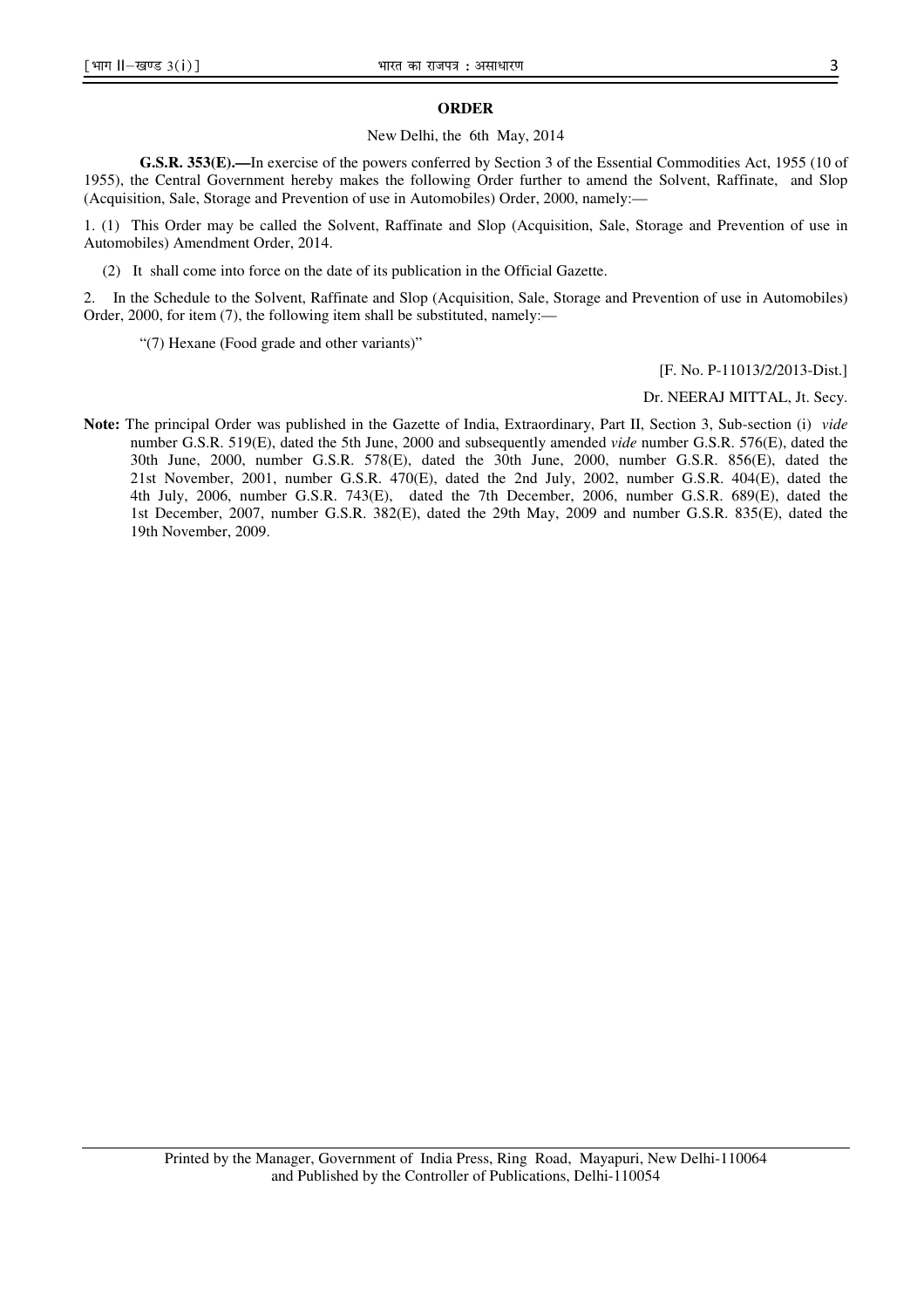**ORDER**

New Delhi, the 6th May, 2014

**G.S.R. 353(E).—**In exercise of the powers conferred by Section 3 of the Essential Commodities Act, 1955 (10 of 1955), the Central Government hereby makes the following Order further to amend the Solvent, Raffinate, and Slop (Acquisition, Sale, Storage and Prevention of use in Automobiles) Order, 2000, namely:—

1. (1) This Order may be called the Solvent, Raffinate and Slop (Acquisition, Sale, Storage and Prevention of use in Automobiles) Amendment Order, 2014.

(2) It shall come into force on the date of its publication in the Official Gazette.

2. In the Schedule to the Solvent, Raffinate and Slop (Acquisition, Sale, Storage and Prevention of use in Automobiles) Order, 2000, for item (7), the following item shall be substituted, namely:—

"(7) Hexane (Food grade and other variants)"

[F. No. P-11013/2/2013-Dist.]

Dr. NEERAJ MITTAL, Jt. Secy.

**Note:** The principal Order was published in the Gazette of India, Extraordinary, Part II, Section 3, Sub-section (i) *vide* number G.S.R. 519(E), dated the 5th June, 2000 and subsequently amended *vide* number G.S.R. 576(E), dated the 30th June, 2000, number G.S.R. 578(E), dated the 30th June, 2000, number G.S.R. 856(E), dated the 21st November, 2001, number G.S.R. 470(E), dated the 2nd July, 2002, number G.S.R. 404(E), dated the 4th July, 2006, number G.S.R. 743(E), dated the 7th December, 2006, number G.S.R. 689(E), dated the 1st December, 2007, number G.S.R. 382(E), dated the 29th May, 2009 and number G.S.R. 835(E), dated the 19th November, 2009.

Printed by the Manager, Government of India Press, Ring Road, Mayapuri, New Delhi-110064
and Published by the Controller of Publications, Delhi-110054